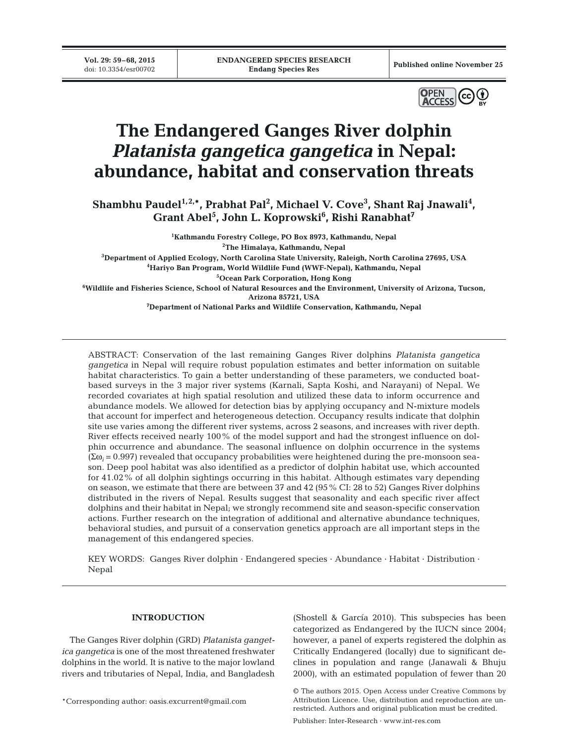# The Endangered Ganges River dolphin *Platanista gangetica gangetica* in Nepal: abundance, habitat and conservation threats

**Shambhu Paudel[1,2,*], Prabhat Pal[2], Michael V. Cove[3], Shant Raj Jnawali[4], Grant Abel[5], John L. Koprowski[6], Rishi Ranabhat[7]**

[1]Kathmandu Forestry College, PO Box 8973, Kathmandu, Nepal
[2]The Himalaya, Kathmandu, Nepal
[3]Department of Applied Ecology, North Carolina State University, Raleigh, North Carolina 27695, USA
[4]Hariyo Ban Program, World Wildlife Fund (WWF-Nepal), Kathmandu, Nepal
[5]Ocean Park Corporation, Hong Kong
[6]Wildlife and Fisheries Science, School of Natural Resources and the Environment, University of Arizona, Tucson, Arizona 85721, USA
[7]Department of National Parks and Wildlife Conservation, Kathmandu, Nepal

ABSTRACT: Conservation of the last remaining Ganges River dolphins *Platanista gangetica gangetica* in Nepal will require robust population estimates and better information on suitable habitat characteristics. To gain a better understanding of these parameters, we conducted boat-based surveys in the 3 major river systems (Karnali, Sapta Koshi, and Narayani) of Nepal. We recorded covariates at high spatial resolution and utilized these data to inform occurrence and abundance models. We allowed for detection bias by applying occupancy and N-mixture models that account for imperfect and heterogeneous detection. Occupancy results indicate that dolphin site use varies among the different river systems, across 2 seasons, and increases with river depth. River effects received nearly 100% of the model support and had the strongest influence on dolphin occurrence and abundance. The seasonal influence on dolphin occurrence in the systems ($\Sigma\omega_i = 0.997$) revealed that occupancy probabilities were heightened during the pre-monsoon season. Deep pool habitat was also identified as a predictor of dolphin habitat use, which accounted for 41.02% of all dolphin sightings occurring in this habitat. Although estimates vary depending on season, we estimate that there are between 37 and 42 (95% CI: 28 to 52) Ganges River dolphins distributed in the rivers of Nepal. Results suggest that seasonality and each specific river affect dolphins and their habitat in Nepal; we strongly recommend site and season-specific conservation actions. Further research on the integration of additional and alternative abundance techniques, behavioral studies, and pursuit of a conservation genetics approach are all important steps in the management of this endangered species.

KEY WORDS: Ganges River dolphin · Endangered species · Abundance · Habitat · Distribution · Nepal

## INTRODUCTION

The Ganges River dolphin (GRD) *Platanista gangetica gangetica* is one of the most threatened freshwater dolphins in the world. It is native to the major lowland rivers and tributaries of Nepal, India, and Bangladesh (Shostell & García 2010). This subspecies has been categorized as Endangered by the IUCN since 2004; however, a panel of experts registered the dolphin as Critically Endangered (locally) due to significant declines in population and range (Janawali & Bhuju 2000), with an estimated population of fewer than 20

*Corresponding author: oasis.excurrent@gmail.com

© The authors 2015. Open Access under Creative Commons by Attribution Licence. Use, distribution and reproduction are unrestricted. Authors and original publication must be credited.

Publisher: Inter-Research · www.int-res.com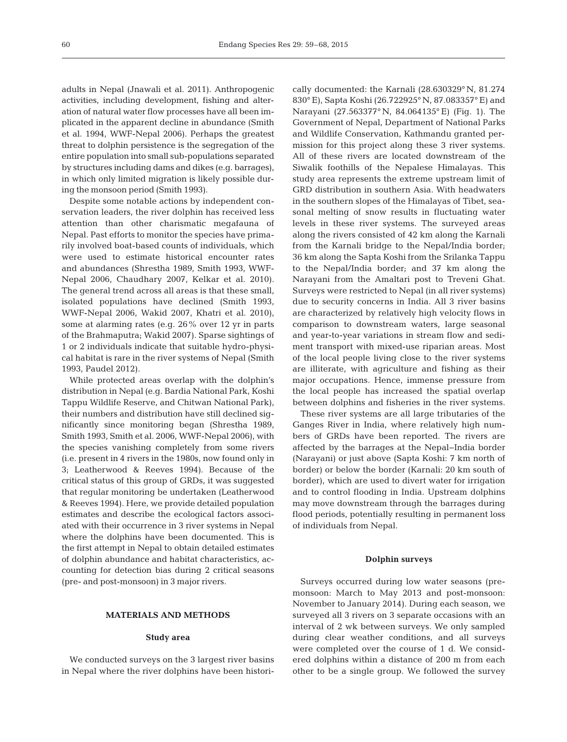adults in Nepal (Jnawali et al. 2011). Anthropogenic activities, including development, fishing and alteration of natural water flow processes have all been implicated in the apparent decline in abundance (Smith et al. 1994, WWF-Nepal 2006). Perhaps the greatest threat to dolphin persistence is the segregation of the entire population into small sub-populations separated by structures including dams and dikes (e.g. barrages), in which only limited migration is likely possible during the monsoon period (Smith 1993).

Despite some notable actions by independent conservation leaders, the river dolphin has received less attention than other charismatic megafauna of Nepal. Past efforts to monitor the species have primarily involved boat-based counts of individuals, which were used to estimate historical encounter rates and abundances (Shrestha 1989, Smith 1993, WWF-Nepal 2006, Chaudhary 2007, Kelkar et al. 2010). The general trend across all areas is that these small, isolated populations have declined (Smith 1993, WWF-Nepal 2006, Wakid 2007, Khatri et al. 2010), some at alarming rates (e.g. 26% over 12 yr in parts of the Brahmaputra; Wakid 2007). Sparse sightings of 1 or 2 individuals indicate that suitable hydro-physical habitat is rare in the river systems of Nepal (Smith 1993, Paudel 2012).

While protected areas overlap with the dolphin's distribution in Nepal (e.g. Bardia National Park, Koshi Tappu Wildlife Reserve, and Chitwan National Park), their numbers and distribution have still declined significantly since monitoring began (Shrestha 1989, Smith 1993, Smith et al. 2006, WWF-Nepal 2006), with the species vanishing completely from some rivers (i.e. present in 4 rivers in the 1980s, now found only in 3; Leatherwood & Reeves 1994). Because of the critical status of this group of GRDs, it was suggested that regular monitoring be undertaken (Leatherwood & Reeves 1994). Here, we provide detailed population estimates and describe the ecological factors associated with their occurrence in 3 river systems in Nepal where the dolphins have been documented. This is the first attempt in Nepal to obtain detailed estimates of dolphin abundance and habitat characteristics, accounting for detection bias during 2 critical seasons (pre- and post-monsoon) in 3 major rivers.

## MATERIALS AND METHODS

### Study area

We conducted surveys on the 3 largest river basins in Nepal where the river dolphins have been historically documented: the Karnali (28.630329° N, 81.274830° E), Sapta Koshi (26.722925° N, 87.083357° E) and Narayani (27.563377° N, 84.064135° E) (Fig. 1). The Government of Nepal, Department of National Parks and Wildlife Conservation, Kathmandu granted permission for this project along these 3 river systems. All of these rivers are located downstream of the Siwalik foothills of the Nepalese Himalayas. This study area represents the extreme upstream limit of GRD distribution in southern Asia. With headwaters in the southern slopes of the Himalayas of Tibet, seasonal melting of snow results in fluctuating water levels in these river systems. The surveyed areas along the rivers consisted of 42 km along the Karnali from the Karnali bridge to the Nepal/India border; 36 km along the Sapta Koshi from the Srilanka Tappu to the Nepal/India border; and 37 km along the Narayani from the Amaltari post to Treveni Ghat. Surveys were restricted to Nepal (in all river systems) due to security concerns in India. All 3 river basins are characterized by relatively high velocity flows in comparison to downstream waters, large seasonal and year-to-year variations in stream flow and sediment transport with mixed-use riparian areas. Most of the local people living close to the river systems are illiterate, with agriculture and fishing as their major occupations. Hence, immense pressure from the local people has increased the spatial overlap between dolphins and fisheries in the river systems.

These river systems are all large tributaries of the Ganges River in India, where relatively high numbers of GRDs have been reported. The rivers are affected by the barrages at the Nepal–India border (Narayani) or just above (Sapta Koshi: 7 km north of border) or below the border (Karnali: 20 km south of border), which are used to divert water for irrigation and to control flooding in India. Upstream dolphins may move downstream through the barrages during flood periods, potentially resulting in permanent loss of individuals from Nepal.

### Dolphin surveys

Surveys occurred during low water seasons (pre-monsoon: March to May 2013 and post-monsoon: November to January 2014). During each season, we surveyed all 3 rivers on 3 separate occasions with an interval of 2 wk between surveys. We only sampled during clear weather conditions, and all surveys were completed over the course of 1 d. We considered dolphins within a distance of 200 m from each other to be a single group. We followed the survey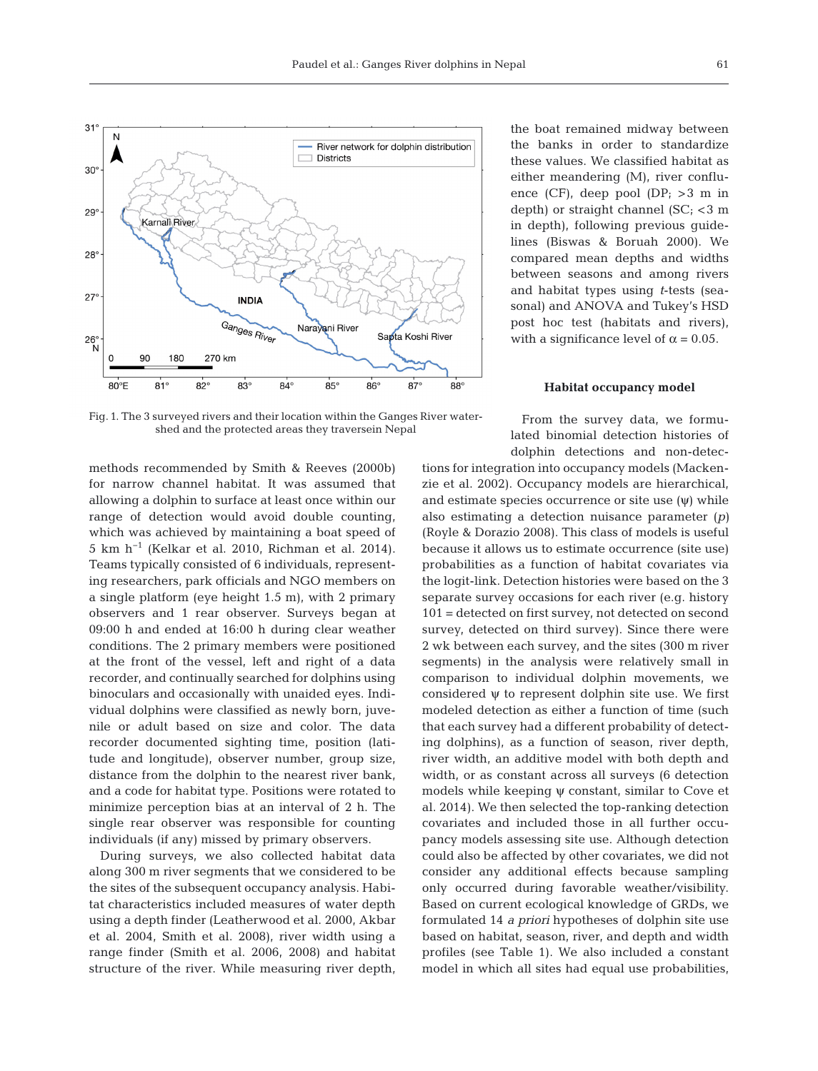Fig. 1. The 3 surveyed rivers and their location within the Ganges River watershed and the protected areas they traversein Nepal

methods recommended by Smith & Reeves (2000b) for narrow channel habitat. It was assumed that allowing a dolphin to surface at least once within our range of detection would avoid double counting, which was achieved by maintaining a boat speed of 5 km h$^{-1}$ (Kelkar et al. 2010, Richman et al. 2014). Teams typically consisted of 6 individuals, representing researchers, park officials and NGO members on a single platform (eye height 1.5 m), with 2 primary observers and 1 rear observer. Surveys began at 09:00 h and ended at 16:00 h during clear weather conditions. The 2 primary members were positioned at the front of the vessel, left and right of a data recorder, and continually searched for dolphins using binoculars and occasionally with unaided eyes. Individual dolphins were classified as newly born, juvenile or adult based on size and color. The data recorder documented sighting time, position (latitude and longitude), observer number, group size, distance from the dolphin to the nearest river bank, and a code for habitat type. Positions were rotated to minimize perception bias at an interval of 2 h. The single rear observer was responsible for counting individuals (if any) missed by primary observers.

During surveys, we also collected habitat data along 300 m river segments that we considered to be the sites of the subsequent occupancy analysis. Habitat characteristics included measures of water depth using a depth finder (Leatherwood et al. 2000, Akbar et al. 2004, Smith et al. 2008), river width using a range finder (Smith et al. 2006, 2008) and habitat structure of the river. While measuring river depth, the boat remained midway between the banks in order to standardize these values. We classified habitat as either meandering (M), river confluence (CF), deep pool (DP; >3 m in depth) or straight channel (SC; <3 m in depth), following previous guidelines (Biswas & Boruah 2000). We compared mean depths and widths between seasons and among rivers and habitat types using *t*-tests (seasonal) and ANOVA and Tukey's HSD post hoc test (habitats and rivers), with a significance level of $\alpha = 0.05$.

### Habitat occupancy model

From the survey data, we formulated binomial detection histories of dolphin detections and non-detections for integration into occupancy models (Mackenzie et al. 2002). Occupancy models are hierarchical, and estimate species occurrence or site use ($\psi$) while also estimating a detection nuisance parameter ($p$) (Royle & Dorazio 2008). This class of models is useful because it allows us to estimate occurrence (site use) probabilities as a function of habitat covariates via the logit-link. Detection histories were based on the 3 separate survey occasions for each river (e.g. history 101 = detected on first survey, not detected on second survey, detected on third survey). Since there were 2 wk between each survey, and the sites (300 m river segments) in the analysis were relatively small in comparison to individual dolphin movements, we considered $\psi$ to represent dolphin site use. We first modeled detection as either a function of time (such that each survey had a different probability of detecting dolphins), as a function of season, river depth, river width, an additive model with both depth and width, or as constant across all surveys (6 detection models while keeping $\psi$ constant, similar to Cove et al. 2014). We then selected the top-ranking detection covariates and included those in all further occupancy models assessing site use. Although detection could also be affected by other covariates, we did not consider any additional effects because sampling only occurred during favorable weather/visibility. Based on current ecological knowledge of GRDs, we formulated 14 *a priori* hypotheses of dolphin site use based on habitat, season, river, and depth and width profiles (see Table 1). We also included a constant model in which all sites had equal use probabilities,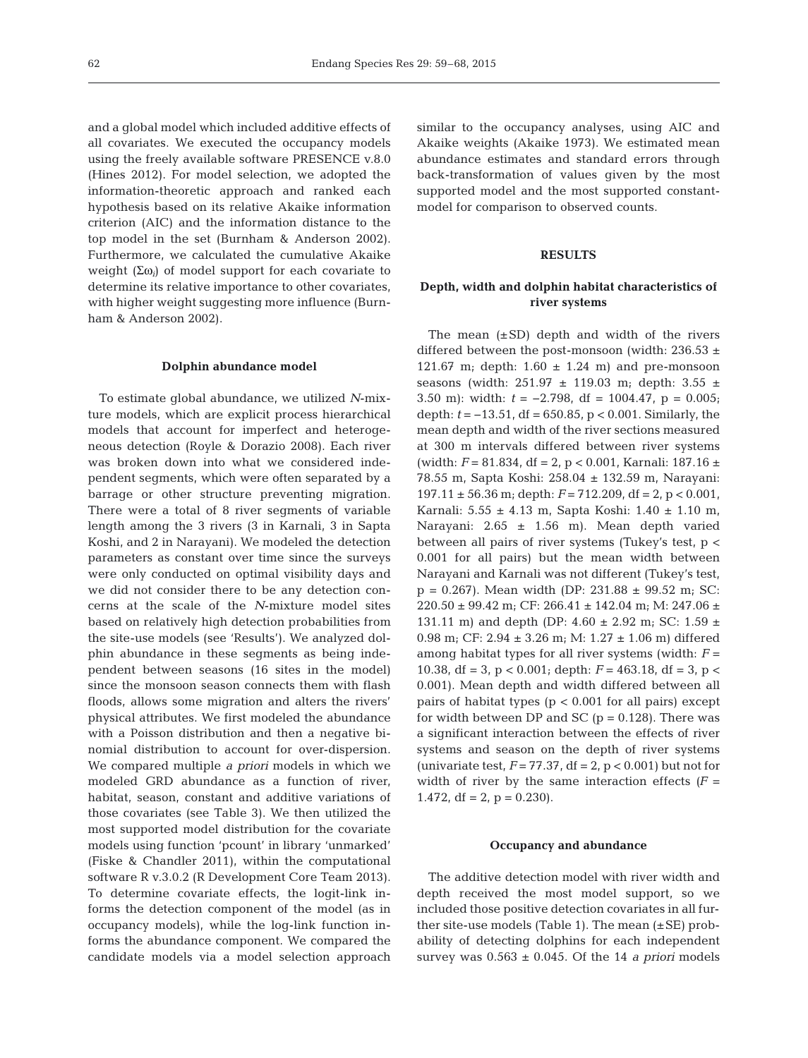and a global model which included additive effects of all covariates. We executed the occupancy models using the freely available software PRESENCE v.8.0 (Hines 2012). For model selection, we adopted the information-theoretic approach and ranked each hypothesis based on its relative Akaike information criterion (AIC) and the information distance to the top model in the set (Burnham & Anderson 2002). Furthermore, we calculated the cumulative Akaike weight ($\Sigma\omega_i$) of model support for each covariate to determine its relative importance to other covariates, with higher weight suggesting more influence (Burnham & Anderson 2002).

### Dolphin abundance model

To estimate global abundance, we utilized *N*-mixture models, which are explicit process hierarchical models that account for imperfect and heterogeneous detection (Royle & Dorazio 2008). Each river was broken down into what we considered independent segments, which were often separated by a barrage or other structure preventing migration. There were a total of 8 river segments of variable length among the 3 rivers (3 in Karnali, 3 in Sapta Koshi, and 2 in Narayani). We modeled the detection parameters as constant over time since the surveys were only conducted on optimal visibility days and we did not consider there to be any detection concerns at the scale of the *N*-mixture model sites based on relatively high detection probabilities from the site-use models (see 'Results'). We analyzed dolphin abundance in these segments as being independent between seasons (16 sites in the model) since the monsoon season connects them with flash floods, allows some migration and alters the rivers' physical attributes. We first modeled the abundance with a Poisson distribution and then a negative binomial distribution to account for over-dispersion. We compared multiple *a priori* models in which we modeled GRD abundance as a function of river, habitat, season, constant and additive variations of those covariates (see Table 3). We then utilized the most supported model distribution for the covariate models using function 'pcount' in library 'unmarked' (Fiske & Chandler 2011), within the computational software R v.3.0.2 (R Development Core Team 2013). To determine covariate effects, the logit-link informs the detection component of the model (as in occupancy models), while the log-link function informs the abundance component. We compared the candidate models via a model selection approach similar to the occupancy analyses, using AIC and Akaike weights (Akaike 1973). We estimated mean abundance estimates and standard errors through back-transformation of values given by the most supported model and the most supported constant-model for comparison to observed counts.

## RESULTS

### Depth, width and dolphin habitat characteristics of river systems

The mean (±SD) depth and width of the rivers differed between the post-monsoon (width: 236.53 ± 121.67 m; depth: 1.60 ± 1.24 m) and pre-monsoon seasons (width: 251.97 ± 119.03 m; depth: 3.55 ± 3.50 m): width: $t = -2.798$, df = 1004.47, $p = 0.005$; depth: $t = -13.51$, df = 650.85, $p < 0.001$. Similarly, the mean depth and width of the river sections measured at 300 m intervals differed between river systems (width: $F = 81.834$, df = 2, $p < 0.001$, Karnali: 187.16 ± 78.55 m, Sapta Koshi: 258.04 ± 132.59 m, Narayani: 197.11 ± 56.36 m; depth: $F = 712.209$, df = 2, $p < 0.001$, Karnali: 5.55 ± 4.13 m, Sapta Koshi: 1.40 ± 1.10 m, Narayani: 2.65 ± 1.56 m). Mean depth varied between all pairs of river systems (Tukey's test, $p < 0.001$ for all pairs) but the mean width between Narayani and Karnali was not different (Tukey's test, $p = 0.267$). Mean width (DP: 231.88 ± 99.52 m; SC: 220.50 ± 99.42 m; CF: 266.41 ± 142.04 m; M: 247.06 ± 131.11 m) and depth (DP: 4.60 ± 2.92 m; SC: 1.59 ± 0.98 m; CF: 2.94 ± 3.26 m; M: 1.27 ± 1.06 m) differed among habitat types for all river systems (width: $F = 10.38$, df = 3, $p < 0.001$; depth: $F = 463.18$, df = 3, $p < 0.001$). Mean depth and width differed between all pairs of habitat types ($p < 0.001$ for all pairs) except for width between DP and SC ($p = 0.128$). There was a significant interaction between the effects of river systems and season on the depth of river systems (univariate test, $F = 77.37$, df = 2, $p < 0.001$) but not for width of river by the same interaction effects ($F = 1.472$, df = 2, $p = 0.230$).

### Occupancy and abundance

The additive detection model with river width and depth received the most model support, so we included those positive detection covariates in all further site-use models (Table 1). The mean (±SE) probability of detecting dolphins for each independent survey was 0.563 ± 0.045. Of the 14 *a priori* models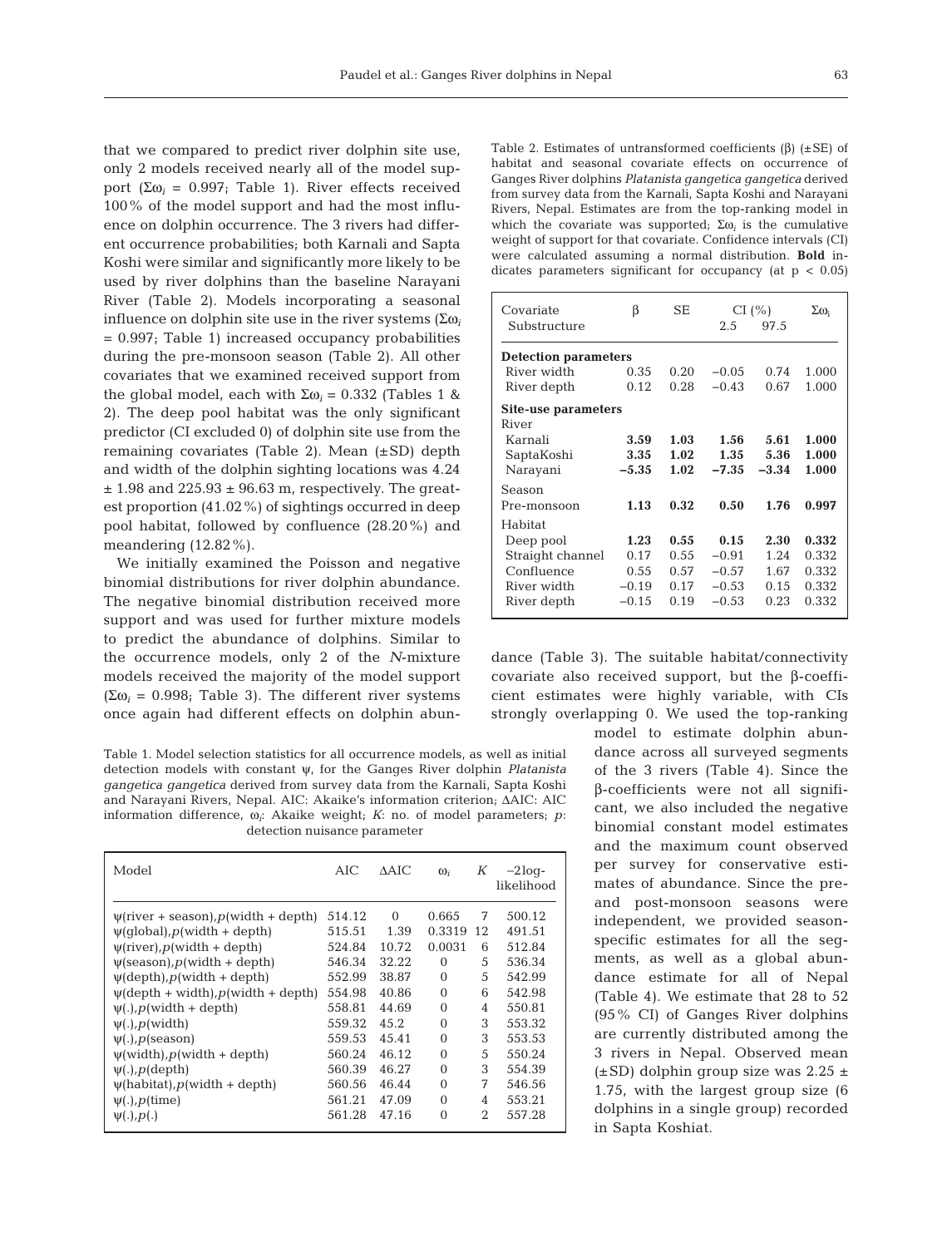that we compared to predict river dolphin site use, only 2 models received nearly all of the model support ($\Sigma\omega_i$ = 0.997; Table 1). River effects received 100% of the model support and had the most influence on dolphin occurrence. The 3 rivers had different occurrence probabilities; both Karnali and Sapta Koshi were similar and significantly more likely to be used by river dolphins than the baseline Narayani River (Table 2). Models incorporating a seasonal influence on dolphin site use in the river systems ($\Sigma\omega_i$ = 0.997; Table 1) increased occupancy probabilities during the pre-monsoon season (Table 2). All other covariates that we examined received support from the global model, each with $\Sigma\omega_i$ = 0.332 (Tables 1 & 2). The deep pool habitat was the only significant predictor (CI excluded 0) of dolphin site use from the remaining covariates (Table 2). Mean (±SD) depth and width of the dolphin sighting locations was 4.24 ± 1.98 and 225.93 ± 96.63 m, respectively. The greatest proportion (41.02%) of sightings occurred in deep pool habitat, followed by confluence (28.20%) and meandering (12.82%).

We initially examined the Poisson and negative binomial distributions for river dolphin abundance. The negative binomial distribution received more support and was used for further mixture models to predict the abundance of dolphins. Similar to the occurrence models, only 2 of the *N*-mixture models received the majority of the model support ($\Sigma\omega_i$ = 0.998; Table 3). The different river systems once again had different effects on dolphin abundance (Table 3). The suitable habitat/connectivity covariate also received support, but the β-coefficient estimates were highly variable, with CIs strongly overlapping 0. We used the top-ranking model to estimate dolphin abundance across all surveyed segments of the 3 rivers (Table 4). Since the β-coefficients were not all significant, we also included the negative binomial constant model estimates and the maximum count observed per survey for conservative estimates of abundance. Since the pre- and post-monsoon seasons were independent, we provided season-specific estimates for all the segments, as well as a global abundance estimate for all of Nepal (Table 4). We estimate that 28 to 52 (95% CI) of Ganges River dolphins are currently distributed among the 3 rivers in Nepal. Observed mean (±SD) dolphin group size was 2.25 ± 1.75, with the largest group size (6 dolphins in a single group) recorded in Sapta Koshiat.

Table 1. Model selection statistics for all occurrence models, as well as initial detection models with constant ψ, for the Ganges River dolphin *Platanista gangetica gangetica* derived from survey data from the Karnali, Sapta Koshi and Narayani Rivers, Nepal. AIC: Akaike's information criterion; ΔAIC: AIC information difference, $\omega_i$: Akaike weight; *K*: no. of model parameters; *p*: detection nuisance parameter

| Model | AIC | ΔAIC | $\omega_i$ | *K* | −2log-likelihood |
|---|---|---|---|---|---|
| ψ(river + season),*p*(width + depth) | 514.12 | 0 | 0.665 | 7 | 500.12 |
| ψ(global),*p*(width + depth) | 515.51 | 1.39 | 0.3319 | 12 | 491.51 |
| ψ(river),*p*(width + depth) | 524.84 | 10.72 | 0.0031 | 6 | 512.84 |
| ψ(season),*p*(width + depth) | 546.34 | 32.22 | 0 | 5 | 536.34 |
| ψ(depth),*p*(width + depth) | 552.99 | 38.87 | 0 | 5 | 542.99 |
| ψ(depth + width),*p*(width + depth) | 554.98 | 40.86 | 0 | 6 | 542.98 |
| ψ(.),*p*(width + depth) | 558.81 | 44.69 | 0 | 4 | 550.81 |
| ψ(.),*p*(width) | 559.32 | 45.2 | 0 | 3 | 553.32 |
| ψ(.),*p*(season) | 559.53 | 45.41 | 0 | 3 | 553.53 |
| ψ(width),*p*(width + depth) | 560.24 | 46.12 | 0 | 5 | 550.24 |
| ψ(.),*p*(depth) | 560.39 | 46.27 | 0 | 3 | 554.39 |
| ψ(habitat),*p*(width + depth) | 560.56 | 46.44 | 0 | 7 | 546.56 |
| ψ(.),*p*(time) | 561.21 | 47.09 | 0 | 4 | 553.21 |
| ψ(.),*p*(.) | 561.28 | 47.16 | 0 | 2 | 557.28 |

Table 2. Estimates of untransformed coefficients (β) (±SE) of habitat and seasonal covariate effects on occurrence of Ganges River dolphins *Platanista gangetica gangetica* derived from survey data from the Karnali, Sapta Koshi and Narayani Rivers, Nepal. Estimates are from the top-ranking model in which the covariate was supported; $\Sigma\omega_i$ is the cumulative weight of support for that covariate. Confidence intervals (CI) were calculated assuming a normal distribution. **Bold** indicates parameters significant for occupancy (at $p < 0.05$)

| Covariate Substructure | β | SE | CI (%) 2.5 | 97.5 | $\Sigma\omega_i$ |
|---|---|---|---|---|---|
| **Detection parameters** | | | | | |
| River width | 0.35 | 0.20 | −0.05 | 0.74 | 1.000 |
| River depth | 0.12 | 0.28 | −0.43 | 0.67 | 1.000 |
| **Site-use parameters** | | | | | |
| River | | | | | |
| Karnali | **3.59** | **1.03** | **1.56** | **5.61** | **1.000** |
| SaptaKoshi | **3.35** | **1.02** | **1.35** | **5.36** | **1.000** |
| Narayani | **−5.35** | **1.02** | **−7.35** | **−3.34** | **1.000** |
| Season | | | | | |
| Pre-monsoon | **1.13** | **0.32** | **0.50** | **1.76** | **0.997** |
| Habitat | | | | | |
| Deep pool | **1.23** | **0.55** | **0.15** | **2.30** | **0.332** |
| Straight channel | 0.17 | 0.55 | −0.91 | 1.24 | 0.332 |
| Confluence | 0.55 | 0.57 | −0.57 | 1.67 | 0.332 |
| River width | −0.19 | 0.17 | −0.53 | 0.15 | 0.332 |
| River depth | −0.15 | 0.19 | −0.53 | 0.23 | 0.332 |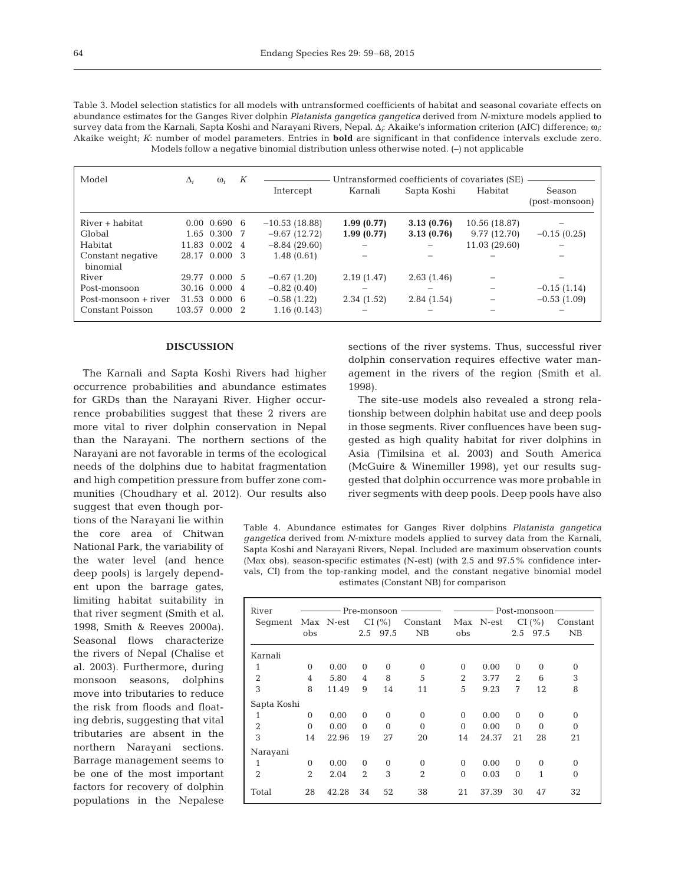Table 3. Model selection statistics for all models with untransformed coefficients of habitat and seasonal covariate effects on abundance estimates for the Ganges River dolphin *Platanista gangetica gangetica* derived from *N*-mixture models applied to survey data from the Karnali, Sapta Koshi and Narayani Rivers, Nepal. $\Delta_i$: Akaike's information criterion (AIC) difference; $\omega_i$: Akaike weight; *K*: number of model parameters. Entries in **bold** are significant in that confidence intervals exclude zero. Models follow a negative binomial distribution unless otherwise noted. (–) not applicable

| Model | $\Delta_i$ | $\omega_i$ | *K* | Untransformed coefficients of covariates (SE) | | | | |
|---|---|---|---|---|---|---|---|---|
| | | | | Intercept | Karnali | Sapta Koshi | Habitat | Season (post-monsoon) |
| River + habitat | 0.00 | 0.690 | 6 | −10.53 (18.88) | **1.99 (0.77)** | **3.13 (0.76)** | 10.56 (18.87) | – |
| Global | 1.65 | 0.300 | 7 | −9.67 (12.72) | **1.99 (0.77)** | **3.13 (0.76)** | 9.77 (12.70) | −0.15 (0.25) |
| Habitat | 11.83 | 0.002 | 4 | −8.84 (29.60) | – | – | 11.03 (29.60) | – |
| Constant negative binomial | 28.17 | 0.000 | 3 | 1.48 (0.61) | – | – | – | – |
| River | 29.77 | 0.000 | 5 | −0.67 (1.20) | 2.19 (1.47) | 2.63 (1.46) | – | – |
| Post-monsoon | 30.16 | 0.000 | 4 | −0.82 (0.40) | – | – | – | −0.15 (1.14) |
| Post-monsoon + river | 31.53 | 0.000 | 6 | −0.58 (1.22) | 2.34 (1.52) | 2.84 (1.54) | – | −0.53 (1.09) |
| Constant Poisson | 103.57 | 0.000 | 2 | 1.16 (0.143) | – | – | – | – |

## DISCUSSION

The Karnali and Sapta Koshi Rivers had higher occurrence probabilities and abundance estimates for GRDs than the Narayani River. Higher occurrence probabilities suggest that these 2 rivers are more vital to river dolphin conservation in Nepal than the Narayani. The northern sections of the Narayani are not favorable in terms of the ecological needs of the dolphins due to habitat fragmentation and high competition pressure from buffer zone communities (Choudhary et al. 2012). Our results also suggest that even though portions of the Narayani lie within the core area of Chitwan National Park, the variability of the water level (and hence deep pools) is largely dependent upon the barrage gates, limiting habitat suitability in that river segment (Smith et al. 1998, Smith & Reeves 2000a). Seasonal flows characterize the rivers of Nepal (Chalise et al. 2003). Furthermore, during monsoon seasons, dolphins move into tributaries to reduce the risk from floods and floating debris, suggesting that vital tributaries are absent in the northern Narayani sections. Barrage management seems to be one of the most important factors for recovery of dolphin populations in the Nepalese sections of the river systems. Thus, successful river dolphin conservation requires effective water management in the rivers of the region (Smith et al. 1998).

The site-use models also revealed a strong relationship between dolphin habitat use and deep pools in those segments. River confluences have been suggested as high quality habitat for river dolphins in Asia (Timilsina et al. 2003) and South America (McGuire & Winemiller 1998), yet our results suggested that dolphin occurrence was more probable in river segments with deep pools. Deep pools have also

Table 4. Abundance estimates for Ganges River dolphins *Platanista gangetica gangetica* derived from *N*-mixture models applied to survey data from the Karnali, Sapta Koshi and Narayani Rivers, Nepal. Included are maximum observation counts (Max obs), season-specific estimates (N-est) (with 2.5 and 97.5% confidence intervals, CI) from the top-ranking model, and the constant negative binomial model estimates (Constant NB) for comparison

| River Segment | Pre-monsoon | | | | | Post-monsoon | | | | |
|---|---|---|---|---|---|---|---|---|---|---|
| | Max obs | N-est | CI (%) 2.5 | CI (%) 97.5 | Constant NB | Max obs | N-est | CI (%) 2.5 | CI (%) 97.5 | Constant NB |
| Karnali | | | | | | | | | | |
| 1 | 0 | 0.00 | 0 | 0 | 0 | 0 | 0.00 | 0 | 0 | 0 |
| 2 | 4 | 5.80 | 4 | 8 | 5 | 2 | 3.77 | 2 | 6 | 3 |
| 3 | 8 | 11.49 | 9 | 14 | 11 | 5 | 9.23 | 7 | 12 | 8 |
| Sapta Koshi | | | | | | | | | | |
| 1 | 0 | 0.00 | 0 | 0 | 0 | 0 | 0.00 | 0 | 0 | 0 |
| 2 | 0 | 0.00 | 0 | 0 | 0 | 0 | 0.00 | 0 | 0 | 0 |
| 3 | 14 | 22.96 | 19 | 27 | 20 | 14 | 24.37 | 21 | 28 | 21 |
| Narayani | | | | | | | | | | |
| 1 | 0 | 0.00 | 0 | 0 | 0 | 0 | 0.00 | 0 | 0 | 0 |
| 2 | 2 | 2.04 | 2 | 3 | 2 | 0 | 0.03 | 0 | 1 | 0 |
| Total | 28 | 42.28 | 34 | 52 | 38 | 21 | 37.39 | 30 | 47 | 32 |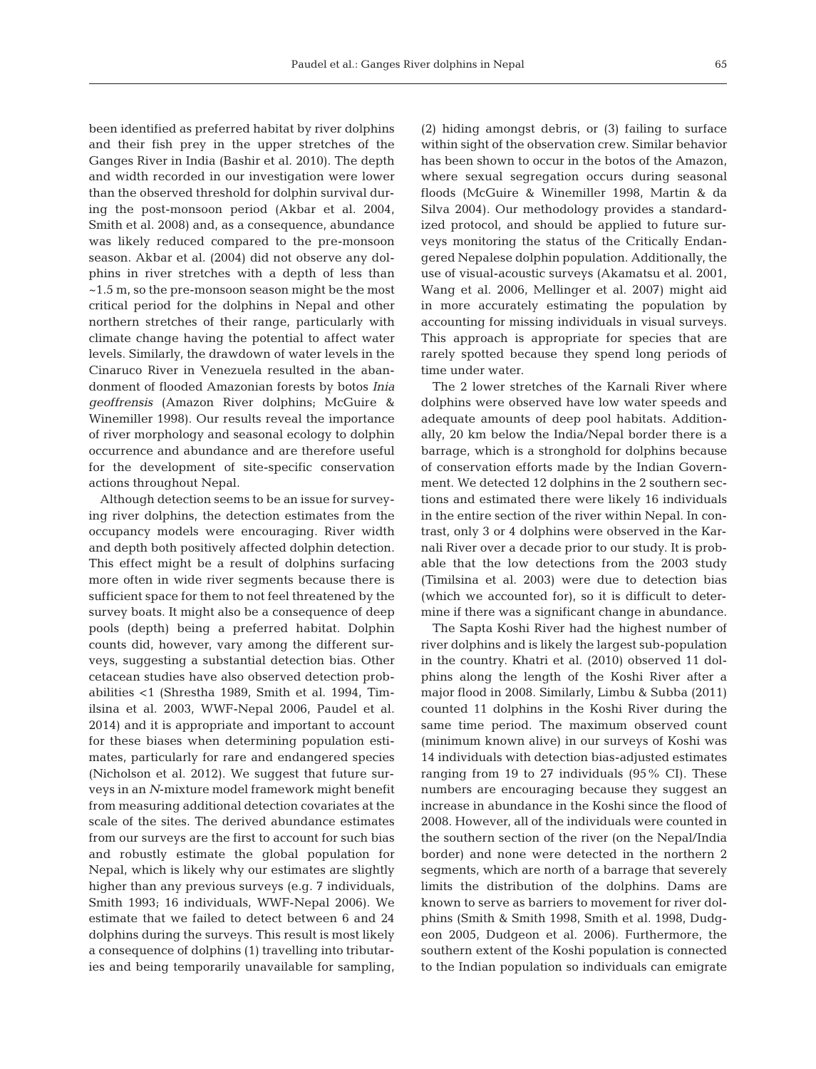been identified as preferred habitat by river dolphins and their fish prey in the upper stretches of the Ganges River in India (Bashir et al. 2010). The depth and width recorded in our investigation were lower than the observed threshold for dolphin survival during the post-monsoon period (Akbar et al. 2004, Smith et al. 2008) and, as a consequence, abundance was likely reduced compared to the pre-monsoon season. Akbar et al. (2004) did not observe any dolphins in river stretches with a depth of less than ~1.5 m, so the pre-monsoon season might be the most critical period for the dolphins in Nepal and other northern stretches of their range, particularly with climate change having the potential to affect water levels. Similarly, the drawdown of water levels in the Cinaruco River in Venezuela resulted in the abandonment of flooded Amazonian forests by botos *Inia geoffrensis* (Amazon River dolphins; McGuire & Winemiller 1998). Our results reveal the importance of river morphology and seasonal ecology to dolphin occurrence and abundance and are therefore useful for the development of site-specific conservation actions throughout Nepal.

Although detection seems to be an issue for surveying river dolphins, the detection estimates from the occupancy models were encouraging. River width and depth both positively affected dolphin detection. This effect might be a result of dolphins surfacing more often in wide river segments because there is sufficient space for them to not feel threatened by the survey boats. It might also be a consequence of deep pools (depth) being a preferred habitat. Dolphin counts did, however, vary among the different surveys, suggesting a substantial detection bias. Other cetacean studies have also observed detection probabilities <1 (Shrestha 1989, Smith et al. 1994, Timilsina et al. 2003, WWF-Nepal 2006, Paudel et al. 2014) and it is appropriate and important to account for these biases when determining population estimates, particularly for rare and endangered species (Nicholson et al. 2012). We suggest that future surveys in an *N*-mixture model framework might benefit from measuring additional detection covariates at the scale of the sites. The derived abundance estimates from our surveys are the first to account for such bias and robustly estimate the global population for Nepal, which is likely why our estimates are slightly higher than any previous surveys (e.g. 7 individuals, Smith 1993; 16 individuals, WWF-Nepal 2006). We estimate that we failed to detect between 6 and 24 dolphins during the surveys. This result is most likely a consequence of dolphins (1) travelling into tributaries and being temporarily unavailable for sampling, (2) hiding amongst debris, or (3) failing to surface within sight of the observation crew. Similar behavior has been shown to occur in the botos of the Amazon, where sexual segregation occurs during seasonal floods (McGuire & Winemiller 1998, Martin & da Silva 2004). Our methodology provides a standardized protocol, and should be applied to future surveys monitoring the status of the Critically Endangered Nepalese dolphin population. Additionally, the use of visual-acoustic surveys (Akamatsu et al. 2001, Wang et al. 2006, Mellinger et al. 2007) might aid in more accurately estimating the population by accounting for missing individuals in visual surveys. This approach is appropriate for species that are rarely spotted because they spend long periods of time under water.

The 2 lower stretches of the Karnali River where dolphins were observed have low water speeds and adequate amounts of deep pool habitats. Additionally, 20 km below the India/Nepal border there is a barrage, which is a stronghold for dolphins because of conservation efforts made by the Indian Government. We detected 12 dolphins in the 2 southern sections and estimated there were likely 16 individuals in the entire section of the river within Nepal. In contrast, only 3 or 4 dolphins were observed in the Karnali River over a decade prior to our study. It is probable that the low detections from the 2003 study (Timilsina et al. 2003) were due to detection bias (which we accounted for), so it is difficult to determine if there was a significant change in abundance.

The Sapta Koshi River had the highest number of river dolphins and is likely the largest sub-population in the country. Khatri et al. (2010) observed 11 dolphins along the length of the Koshi River after a major flood in 2008. Similarly, Limbu & Subba (2011) counted 11 dolphins in the Koshi River during the same time period. The maximum observed count (minimum known alive) in our surveys of Koshi was 14 individuals with detection bias-adjusted estimates ranging from 19 to 27 individuals (95% CI). These numbers are encouraging because they suggest an increase in abundance in the Koshi since the flood of 2008. However, all of the individuals were counted in the southern section of the river (on the Nepal/India border) and none were detected in the northern 2 segments, which are north of a barrage that severely limits the distribution of the dolphins. Dams are known to serve as barriers to movement for river dolphins (Smith & Smith 1998, Smith et al. 1998, Dudgeon 2005, Dudgeon et al. 2006). Furthermore, the southern extent of the Koshi population is connected to the Indian population so individuals can emigrate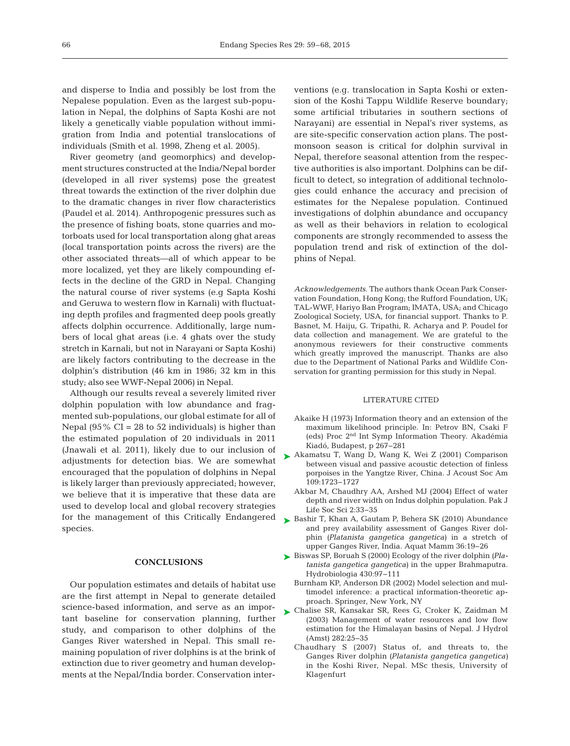and disperse to India and possibly be lost from the Nepalese population. Even as the largest sub-population in Nepal, the dolphins of Sapta Koshi are not likely a genetically viable population without immigration from India and potential translocations of individuals (Smith et al. 1998, Zheng et al. 2005).

River geometry (and geomorphics) and development structures constructed at the India/Nepal border (developed in all river systems) pose the greatest threat towards the extinction of the river dolphin due to the dramatic changes in river flow characteristics (Paudel et al. 2014). Anthropogenic pressures such as the presence of fishing boats, stone quarries and motorboats used for local transportation along ghat areas (local transportation points across the rivers) are the other associated threats—all of which appear to be more localized, yet they are likely compounding effects in the decline of the GRD in Nepal. Changing the natural course of river systems (e.g Sapta Koshi and Geruwa to western flow in Karnali) with fluctuating depth profiles and fragmented deep pools greatly affects dolphin occurrence. Additionally, large numbers of local ghat areas (i.e. 4 ghats over the study stretch in Karnali, but not in Narayani or Sapta Koshi) are likely factors contributing to the decrease in the dolphin's distribution (46 km in 1986; 32 km in this study; also see WWF-Nepal 2006) in Nepal.

Although our results reveal a severely limited river dolphin population with low abundance and fragmented sub-populations, our global estimate for all of Nepal (95% CI = 28 to 52 individuals) is higher than the estimated population of 20 individuals in 2011 (Jnawali et al. 2011), likely due to our inclusion of adjustments for detection bias. We are somewhat encouraged that the population of dolphins in Nepal is likely larger than previously appreciated; however, we believe that it is imperative that these data are used to develop local and global recovery strategies for the management of this Critically Endangered species.

## CONCLUSIONS

Our population estimates and details of habitat use are the first attempt in Nepal to generate detailed science-based information, and serve as an important baseline for conservation planning, further study, and comparison to other dolphins of the Ganges River watershed in Nepal. This small remaining population of river dolphins is at the brink of extinction due to river geometry and human developments at the Nepal/India border. Conservation interventions (e.g. translocation in Sapta Koshi or extension of the Koshi Tappu Wildlife Reserve boundary; some artificial tributaries in southern sections of Narayani) are essential in Nepal's river systems, as are site-specific conservation action plans. The post-monsoon season is critical for dolphin survival in Nepal, therefore seasonal attention from the respective authorities is also important. Dolphins can be difficult to detect, so integration of additional technologies could enhance the accuracy and precision of estimates for the Nepalese population. Continued investigations of dolphin abundance and occupancy as well as their behaviors in relation to ecological components are strongly recommended to assess the population trend and risk of extinction of the dolphins of Nepal.

*Acknowledgements.* The authors thank Ocean Park Conservation Foundation, Hong Kong; the Rufford Foundation, UK; TAL-WWF, Hariyo Ban Program; IMATA, USA; and Chicago Zoological Society, USA, for financial support. Thanks to P. Basnet, M. Haiju, G. Tripathi, R. Acharya and P. Poudel for data collection and management. We are grateful to the anonymous reviewers for their constructive comments which greatly improved the manuscript. Thanks are also due to the Department of National Parks and Wildlife Conservation for granting permission for this study in Nepal.

## LITERATURE CITED

Akaike H (1973) Information theory and an extension of the maximum likelihood principle. In: Petrov BN, Csaki F (eds) Proc 2nd Int Symp Information Theory. Akadémia Kiadó, Budapest, p 267−281

Akamatsu T, Wang D, Wang K, Wei Z (2001) Comparison between visual and passive acoustic detection of finless porpoises in the Yangtze River, China. J Acoust Soc Am 109:1723−1727

Akbar M, Chaudhry AA, Arshed MJ (2004) Effect of water depth and river width on Indus dolphin population. Pak J Life Soc Sci 2:33−35

Bashir T, Khan A, Gautam P, Behera SK (2010) Abundance and prey availability assessment of Ganges River dolphin (*Platanista gangetica gangetica*) in a stretch of upper Ganges River, India. Aquat Mamm 36:19−26

Biswas SP, Boruah S (2000) Ecology of the river dolphin (*Platanista gangetica gangetica*) in the upper Brahmaputra. Hydrobiologia 430:97−111

Burnham KP, Anderson DR (2002) Model selection and multimodel inference: a practical information-theoretic approach. Springer, New York, NY

Chalise SR, Kansakar SR, Rees G, Croker K, Zaidman M (2003) Management of water resources and low flow estimation for the Himalayan basins of Nepal. J Hydrol (Amst) 282:25−35

Chaudhary S (2007) Status of, and threats to, the Ganges River dolphin (*Platanista gangetica gangetica*) in the Koshi River, Nepal. MSc thesis, University of Klagenfurt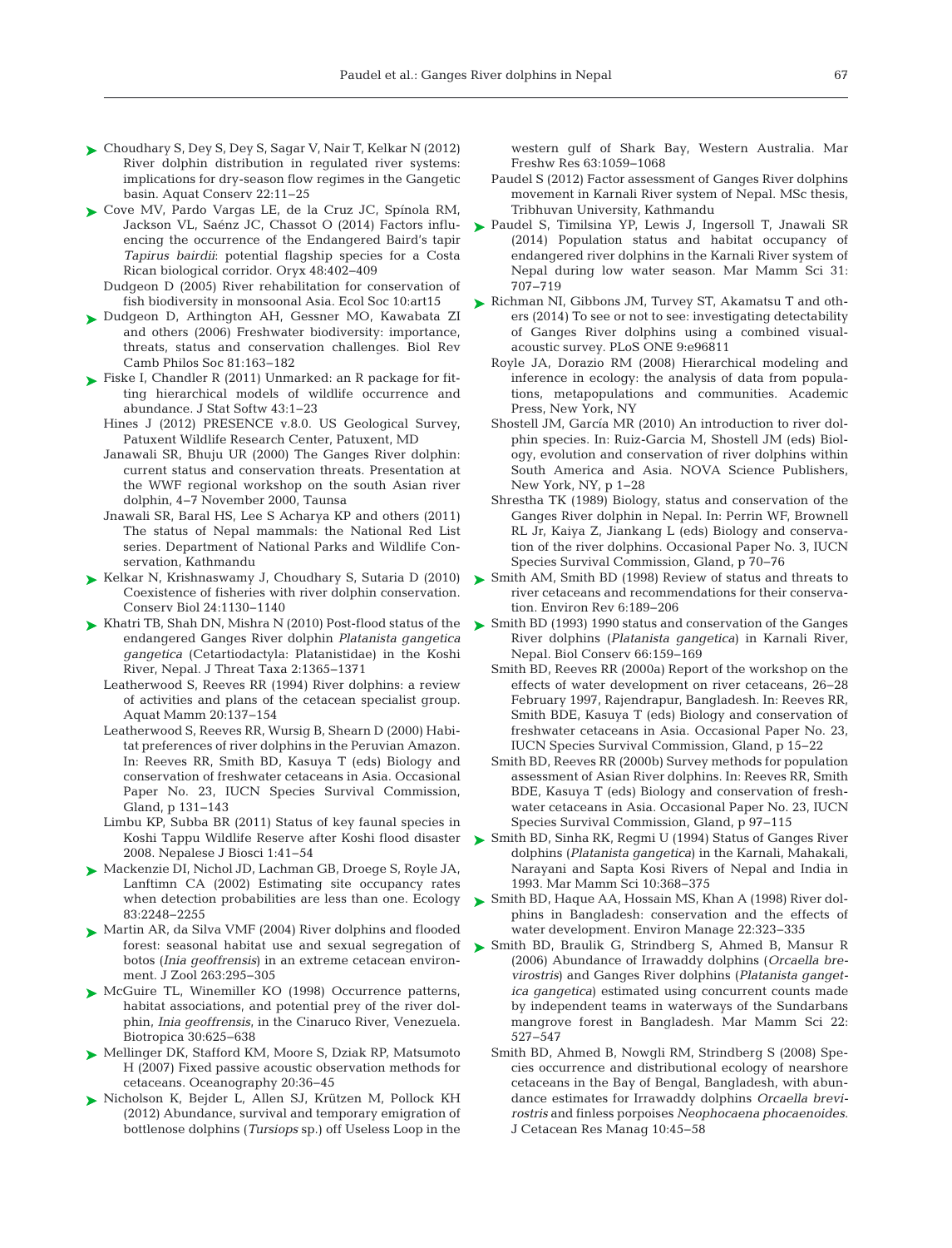Choudhary S, Dey S, Dey S, Sagar V, Nair T, Kelkar N (2012) River dolphin distribution in regulated river systems: implications for dry-season flow regimes in the Gangetic basin. Aquat Conserv 22:11−25

Cove MV, Pardo Vargas LE, de la Cruz JC, Spínola RM, Jackson VL, Saénz JC, Chassot O (2014) Factors influencing the occurrence of the Endangered Baird's tapir *Tapirus bairdii*: potential flagship species for a Costa Rican biological corridor. Oryx 48:402−409

Dudgeon D (2005) River rehabilitation for conservation of fish biodiversity in monsoonal Asia. Ecol Soc 10:art15

Dudgeon D, Arthington AH, Gessner MO, Kawabata ZI and others (2006) Freshwater biodiversity: importance, threats, status and conservation challenges. Biol Rev Camb Philos Soc 81:163−182

Fiske I, Chandler R (2011) Unmarked: an R package for fitting hierarchical models of wildlife occurrence and abundance. J Stat Softw 43:1−23

Hines J (2012) PRESENCE v.8.0. US Geological Survey, Patuxent Wildlife Research Center, Patuxent, MD

Janawali SR, Bhuju UR (2000) The Ganges River dolphin: current status and conservation threats. Presentation at the WWF regional workshop on the south Asian river dolphin, 4−7 November 2000, Taunsa

Jnawali SR, Baral HS, Lee S Acharya KP and others (2011) The status of Nepal mammals: the National Red List series. Department of National Parks and Wildlife Conservation, Kathmandu

Kelkar N, Krishnaswamy J, Choudhary S, Sutaria D (2010) Coexistence of fisheries with river dolphin conservation. Conserv Biol 24:1130−1140

Khatri TB, Shah DN, Mishra N (2010) Post-flood status of the endangered Ganges River dolphin *Platanista gangetica gangetica* (Cetartiodactyla: Platanistidae) in the Koshi River, Nepal. J Threat Taxa 2:1365−1371

Leatherwood S, Reeves RR (1994) River dolphins: a review of activities and plans of the cetacean specialist group. Aquat Mamm 20:137−154

Leatherwood S, Reeves RR, Wursig B, Shearn D (2000) Habitat preferences of river dolphins in the Peruvian Amazon. In: Reeves RR, Smith BD, Kasuya T (eds) Biology and conservation of freshwater cetaceans in Asia. Occasional Paper No. 23, IUCN Species Survival Commission, Gland, p 131−143

Limbu KP, Subba BR (2011) Status of key faunal species in Koshi Tappu Wildlife Reserve after Koshi flood disaster 2008. Nepalese J Biosci 1:41−54

Mackenzie DI, Nichol JD, Lachman GB, Droege S, Royle JA, Lanftimn CA (2002) Estimating site occupancy rates when detection probabilities are less than one. Ecology 83:2248−2255

Martin AR, da Silva VMF (2004) River dolphins and flooded forest: seasonal habitat use and sexual segregation of botos (*Inia geoffrensis*) in an extreme cetacean environment. J Zool 263:295−305

McGuire TL, Winemiller KO (1998) Occurrence patterns, habitat associations, and potential prey of the river dolphin, *Inia geoffrensis*, in the Cinaruco River, Venezuela. Biotropica 30:625−638

Mellinger DK, Stafford KM, Moore S, Dziak RP, Matsumoto H (2007) Fixed passive acoustic observation methods for cetaceans. Oceanography 20:36−45

Nicholson K, Bejder L, Allen SJ, Krützen M, Pollock KH (2012) Abundance, survival and temporary emigration of bottlenose dolphins (*Tursiops* sp.) off Useless Loop in the western gulf of Shark Bay, Western Australia. Mar Freshw Res 63:1059−1068

Paudel S (2012) Factor assessment of Ganges River dolphins movement in Karnali River system of Nepal. MSc thesis, Tribhuvan University, Kathmandu

Paudel S, Timilsina YP, Lewis J, Ingersoll T, Jnawali SR (2014) Population status and habitat occupancy of endangered river dolphins in the Karnali River system of Nepal during low water season. Mar Mamm Sci 31: 707−719

Richman NI, Gibbons JM, Turvey ST, Akamatsu T and others (2014) To see or not to see: investigating detectability of Ganges River dolphins using a combined visual-acoustic survey. PLoS ONE 9:e96811

Royle JA, Dorazio RM (2008) Hierarchical modeling and inference in ecology: the analysis of data from populations, metapopulations and communities. Academic Press, New York, NY

Shostell JM, García MR (2010) An introduction to river dolphin species. In: Ruiz-Garcia M, Shostell JM (eds) Biology, evolution and conservation of river dolphins within South America and Asia. NOVA Science Publishers, New York, NY, p 1−28

Shrestha TK (1989) Biology, status and conservation of the Ganges River dolphin in Nepal. In: Perrin WF, Brownell RL Jr, Kaiya Z, Jiankang L (eds) Biology and conservation of the river dolphins. Occasional Paper No. 3, IUCN Species Survival Commission, Gland, p 70−76

Smith AM, Smith BD (1998) Review of status and threats to river cetaceans and recommendations for their conservation. Environ Rev 6:189−206

Smith BD (1993) 1990 status and conservation of the Ganges River dolphins (*Platanista gangetica*) in Karnali River, Nepal. Biol Conserv 66:159−169

Smith BD, Reeves RR (2000a) Report of the workshop on the effects of water development on river cetaceans, 26−28 February 1997, Rajendrapur, Bangladesh. In: Reeves RR, Smith BDE, Kasuya T (eds) Biology and conservation of freshwater cetaceans in Asia. Occasional Paper No. 23, IUCN Species Survival Commission, Gland, p 15−22

Smith BD, Reeves RR (2000b) Survey methods for population assessment of Asian River dolphins. In: Reeves RR, Smith BDE, Kasuya T (eds) Biology and conservation of freshwater cetaceans in Asia. Occasional Paper No. 23, IUCN Species Survival Commission, Gland, p 97−115

Smith BD, Sinha RK, Regmi U (1994) Status of Ganges River dolphins (*Platanista gangetica*) in the Karnali, Mahakali, Narayani and Sapta Kosi Rivers of Nepal and India in 1993. Mar Mamm Sci 10:368−375

Smith BD, Haque AA, Hossain MS, Khan A (1998) River dolphins in Bangladesh: conservation and the effects of water development. Environ Manage 22:323−335

Smith BD, Braulik G, Strindberg S, Ahmed B, Mansur R (2006) Abundance of Irrawaddy dolphins (*Orcaella brevirostris*) and Ganges River dolphins (*Platanista gangetica gangetica*) estimated using concurrent counts made by independent teams in waterways of the Sundarbans mangrove forest in Bangladesh. Mar Mamm Sci 22: 527−547

Smith BD, Ahmed B, Nowgli RM, Strindberg S (2008) Species occurrence and distributional ecology of nearshore cetaceans in the Bay of Bengal, Bangladesh, with abundance estimates for Irrawaddy dolphins *Orcaella brevirostris* and finless porpoises *Neophocaena phocaenoides*. J Cetacean Res Manag 10:45−58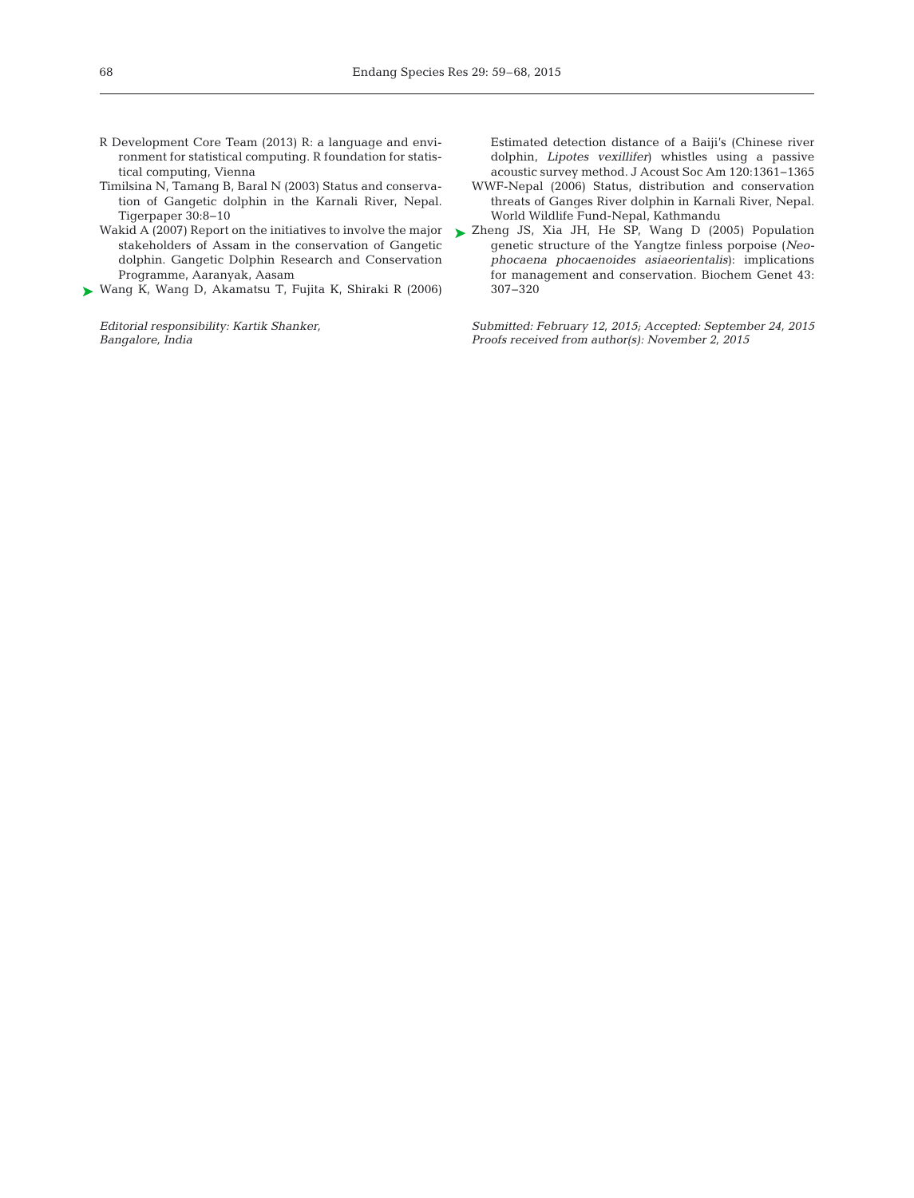R Development Core Team (2013) R: a language and environment for statistical computing. R foundation for statistical computing, Vienna

Timilsina N, Tamang B, Baral N (2003) Status and conservation of Gangetic dolphin in the Karnali River, Nepal. Tigerpaper 30:8–10

Wakid A (2007) Report on the initiatives to involve the major stakeholders of Assam in the conservation of Gangetic dolphin. Gangetic Dolphin Research and Conservation Programme, Aaranyak, Aasam

Wang K, Wang D, Akamatsu T, Fujita K, Shiraki R (2006) Estimated detection distance of a Baiji's (Chinese river dolphin, *Lipotes vexillifer*) whistles using a passive acoustic survey method. J Acoust Soc Am 120:1361–1365

WWF-Nepal (2006) Status, distribution and conservation threats of Ganges River dolphin in Karnali River, Nepal. World Wildlife Fund-Nepal, Kathmandu

Zheng JS, Xia JH, He SP, Wang D (2005) Population genetic structure of the Yangtze finless porpoise (*Neophocaena phocaenoides asiaeorientalis*): implications for management and conservation. Biochem Genet 43: 307–320

*Editorial responsibility: Kartik Shanker, Bangalore, India*

*Submitted: February 12, 2015; Accepted: September 24, 2015*
*Proofs received from author(s): November 2, 2015*